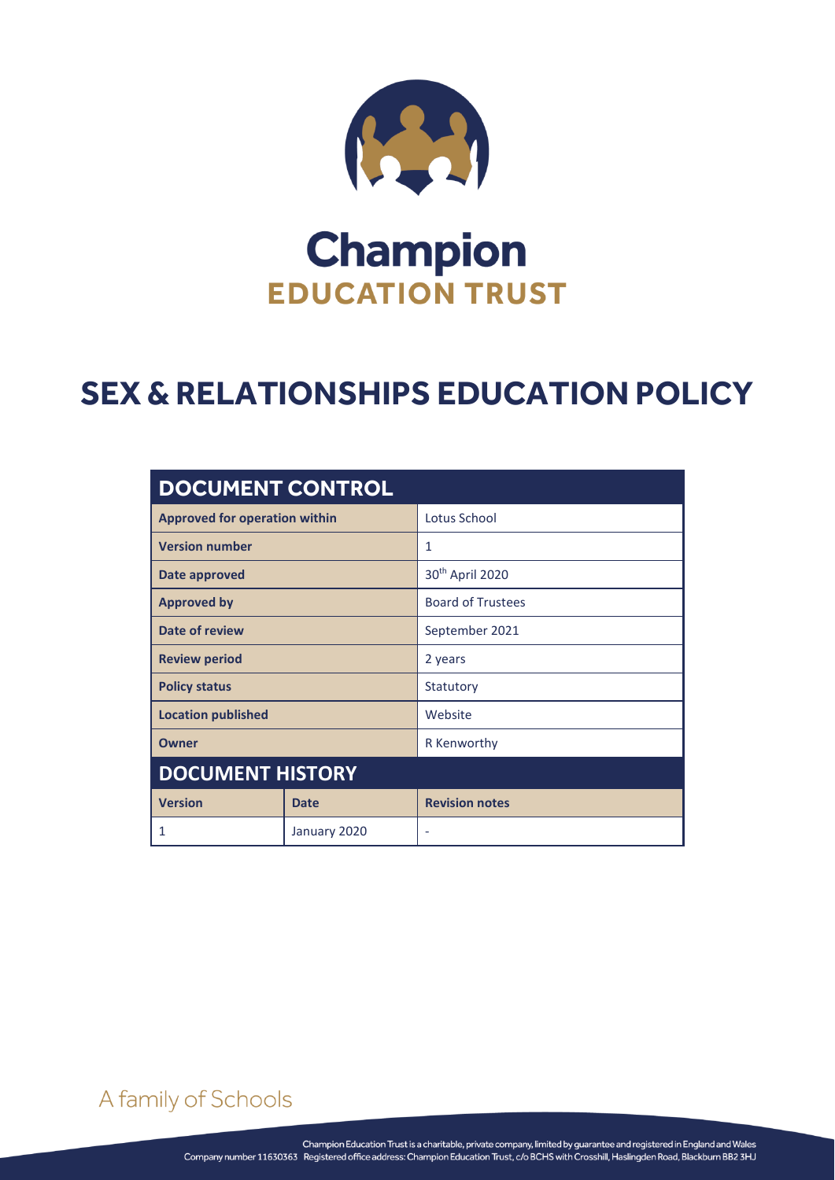# Champion
## EDUCATION TRUST

# SEX & RELATIONSHIPS EDUCATION POLICY

| DOCUMENT CONTROL | | |
|---|---|---|
| **Approved for operation within** | | Lotus School |
| **Version number** | | 1 |
| **Date approved** | | 30th April 2020 |
| **Approved by** | | Board of Trustees |
| **Date of review** | | September 2021 |
| **Review period** | | 2 years |
| **Policy status** | | Statutory |
| **Location published** | | Website |
| **Owner** | | R Kenworthy |
| **DOCUMENT HISTORY** | | |
| **Version** | **Date** | **Revision notes** |
| 1 | January 2020 | - |

A family of Schools

Champion Education Trust is a charitable, private company, limited by guarantee and registered in England and Wales
Company number 11630363 Registered office address: Champion Education Trust, c/o BCHS with Crosshill, Haslingden Road, Blackburn BB2 3HJ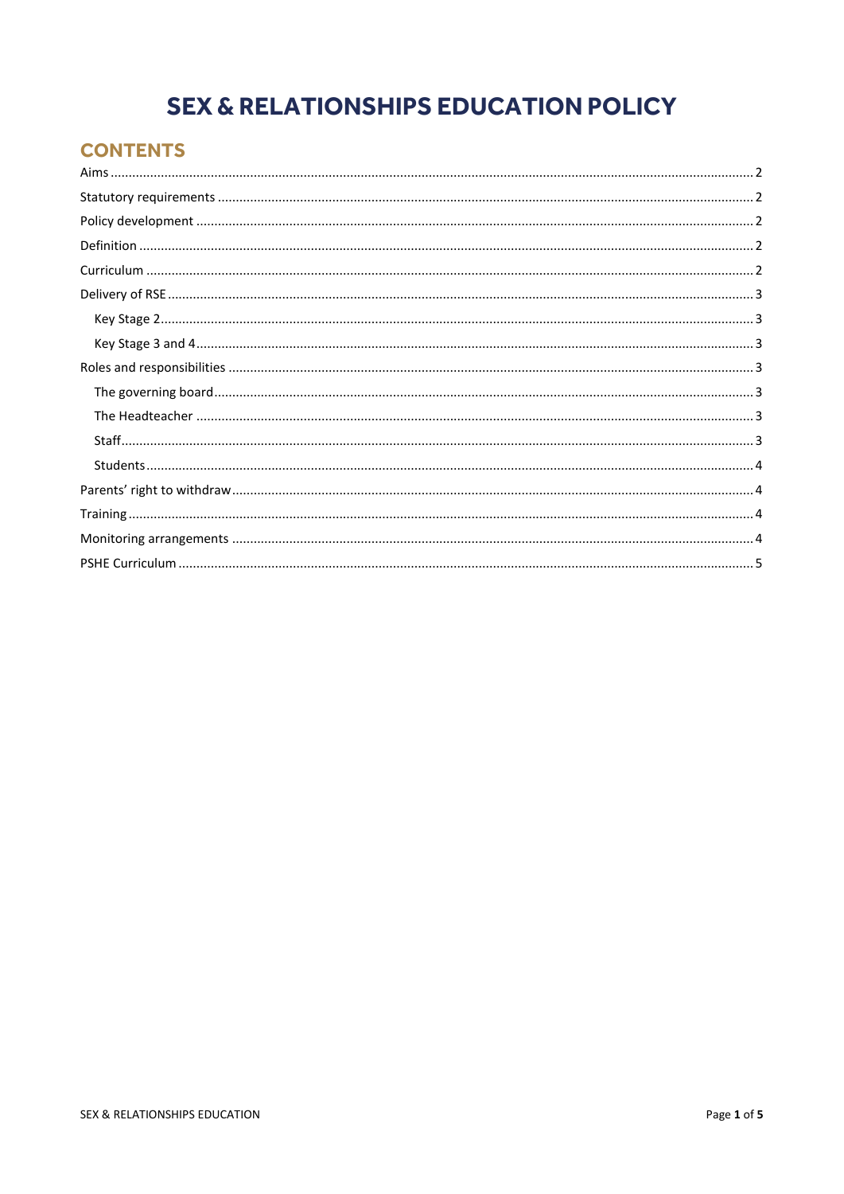# SEX & RELATIONSHIPS EDUCATION POLICY

## CONTENTS

- Aims ... 2
- Statutory requirements ... 2
- Policy development ... 2
- Definition ... 2
- Curriculum ... 2
- Delivery of RSE ... 3
  - Key Stage 2 ... 3
  - Key Stage 3 and 4 ... 3
- Roles and responsibilities ... 3
  - The governing board ... 3
  - The Headteacher ... 3
  - Staff ... 3
  - Students ... 4
- Parents' right to withdraw ... 4
- Training ... 4
- Monitoring arrangements ... 4
- PSHE Curriculum ... 5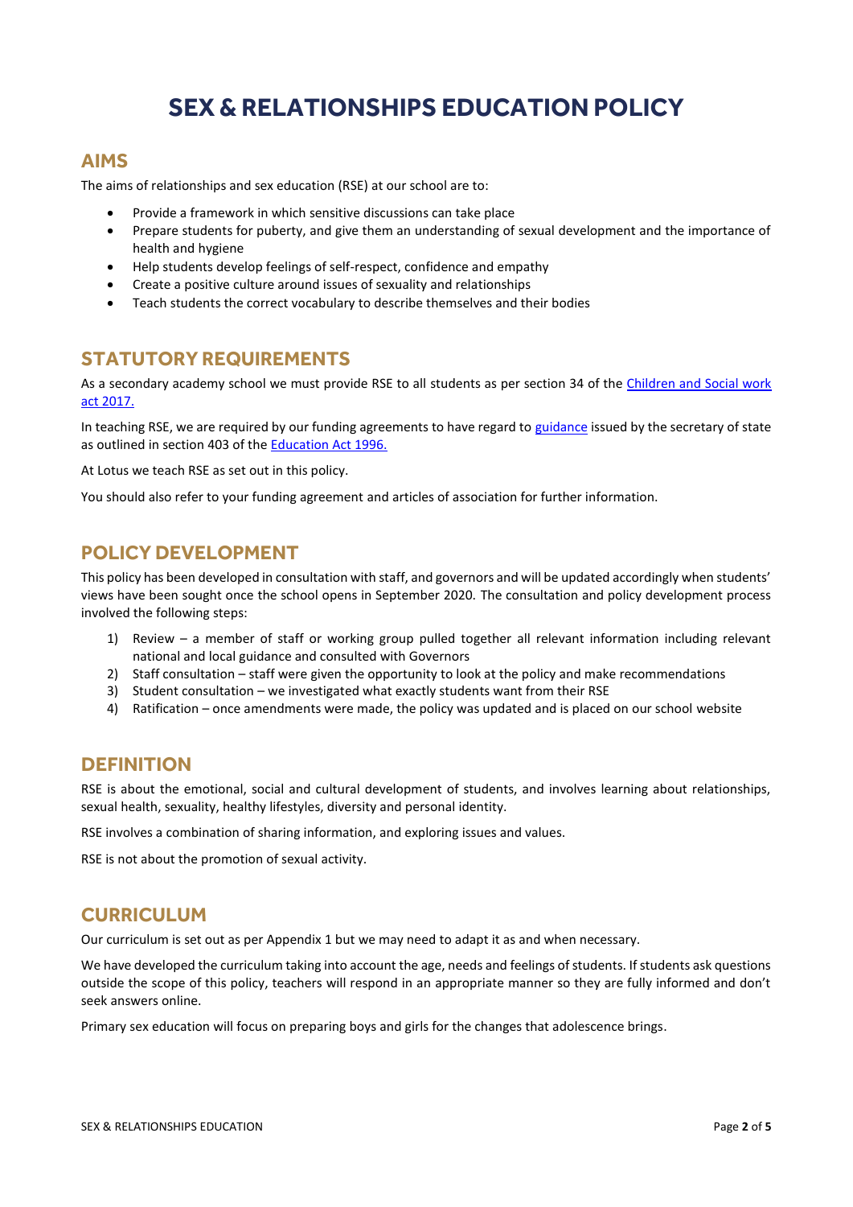# SEX & RELATIONSHIPS EDUCATION POLICY

## AIMS

The aims of relationships and sex education (RSE) at our school are to:

- Provide a framework in which sensitive discussions can take place
- Prepare students for puberty, and give them an understanding of sexual development and the importance of health and hygiene
- Help students develop feelings of self-respect, confidence and empathy
- Create a positive culture around issues of sexuality and relationships
- Teach students the correct vocabulary to describe themselves and their bodies

## STATUTORY REQUIREMENTS

As a secondary academy school we must provide RSE to all students as per section 34 of the Children and Social work act 2017.

In teaching RSE, we are required by our funding agreements to have regard to guidance issued by the secretary of state as outlined in section 403 of the Education Act 1996.

At Lotus we teach RSE as set out in this policy.

You should also refer to your funding agreement and articles of association for further information.

## POLICY DEVELOPMENT

This policy has been developed in consultation with staff, and governors and will be updated accordingly when students' views have been sought once the school opens in September 2020. The consultation and policy development process involved the following steps:

1) Review – a member of staff or working group pulled together all relevant information including relevant national and local guidance and consulted with Governors
2) Staff consultation – staff were given the opportunity to look at the policy and make recommendations
3) Student consultation – we investigated what exactly students want from their RSE
4) Ratification – once amendments were made, the policy was updated and is placed on our school website

## DEFINITION

RSE is about the emotional, social and cultural development of students, and involves learning about relationships, sexual health, sexuality, healthy lifestyles, diversity and personal identity.

RSE involves a combination of sharing information, and exploring issues and values.

RSE is not about the promotion of sexual activity.

## CURRICULUM

Our curriculum is set out as per Appendix 1 but we may need to adapt it as and when necessary.

We have developed the curriculum taking into account the age, needs and feelings of students. If students ask questions outside the scope of this policy, teachers will respond in an appropriate manner so they are fully informed and don't seek answers online.

Primary sex education will focus on preparing boys and girls for the changes that adolescence brings.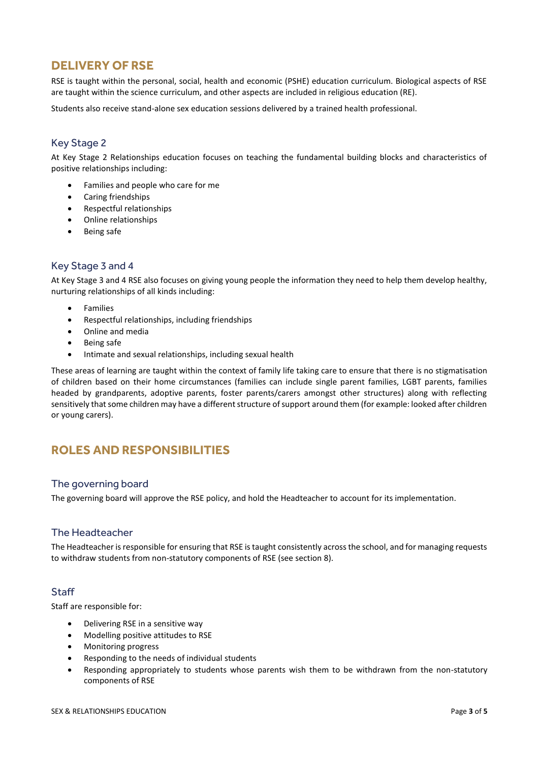## DELIVERY OF RSE

RSE is taught within the personal, social, health and economic (PSHE) education curriculum. Biological aspects of RSE are taught within the science curriculum, and other aspects are included in religious education (RE).

Students also receive stand-alone sex education sessions delivered by a trained health professional.

### Key Stage 2

At Key Stage 2 Relationships education focuses on teaching the fundamental building blocks and characteristics of positive relationships including:

- Families and people who care for me
- Caring friendships
- Respectful relationships
- Online relationships
- Being safe

### Key Stage 3 and 4

At Key Stage 3 and 4 RSE also focuses on giving young people the information they need to help them develop healthy, nurturing relationships of all kinds including:

- Families
- Respectful relationships, including friendships
- Online and media
- Being safe
- Intimate and sexual relationships, including sexual health

These areas of learning are taught within the context of family life taking care to ensure that there is no stigmatisation of children based on their home circumstances (families can include single parent families, LGBT parents, families headed by grandparents, adoptive parents, foster parents/carers amongst other structures) along with reflecting sensitively that some children may have a different structure of support around them (for example: looked after children or young carers).

## ROLES AND RESPONSIBILITIES

### The governing board

The governing board will approve the RSE policy, and hold the Headteacher to account for its implementation.

### The Headteacher

The Headteacher is responsible for ensuring that RSE is taught consistently across the school, and for managing requests to withdraw students from non-statutory components of RSE (see section 8).

### Staff

Staff are responsible for:

- Delivering RSE in a sensitive way
- Modelling positive attitudes to RSE
- Monitoring progress
- Responding to the needs of individual students
- Responding appropriately to students whose parents wish them to be withdrawn from the non-statutory components of RSE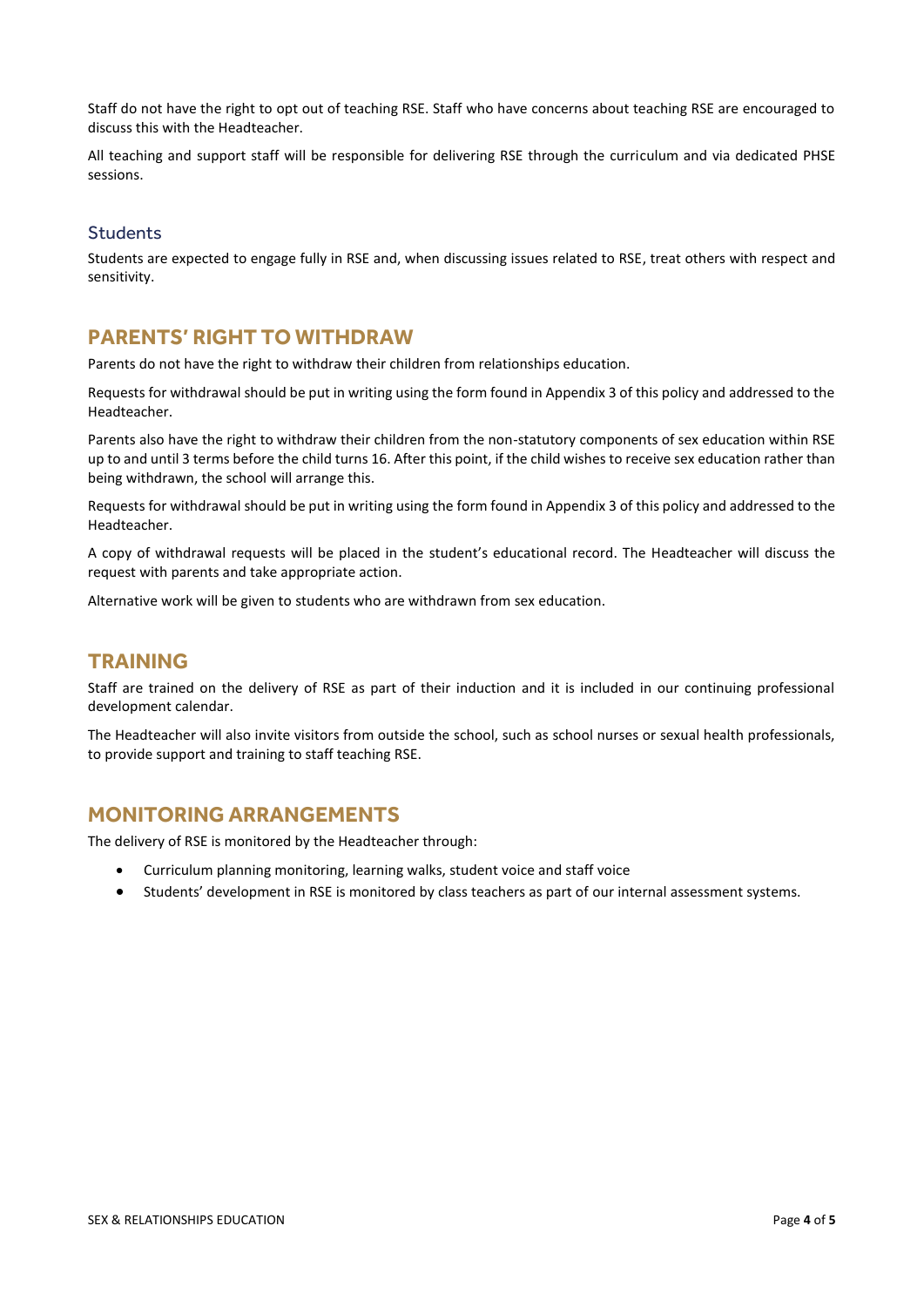Staff do not have the right to opt out of teaching RSE. Staff who have concerns about teaching RSE are encouraged to discuss this with the Headteacher.

All teaching and support staff will be responsible for delivering RSE through the curriculum and via dedicated PHSE sessions.

### Students

Students are expected to engage fully in RSE and, when discussing issues related to RSE, treat others with respect and sensitivity.

## PARENTS' RIGHT TO WITHDRAW

Parents do not have the right to withdraw their children from relationships education.

Requests for withdrawal should be put in writing using the form found in Appendix 3 of this policy and addressed to the Headteacher.

Parents also have the right to withdraw their children from the non-statutory components of sex education within RSE up to and until 3 terms before the child turns 16. After this point, if the child wishes to receive sex education rather than being withdrawn, the school will arrange this.

Requests for withdrawal should be put in writing using the form found in Appendix 3 of this policy and addressed to the Headteacher.

A copy of withdrawal requests will be placed in the student's educational record. The Headteacher will discuss the request with parents and take appropriate action.

Alternative work will be given to students who are withdrawn from sex education.

## TRAINING

Staff are trained on the delivery of RSE as part of their induction and it is included in our continuing professional development calendar.

The Headteacher will also invite visitors from outside the school, such as school nurses or sexual health professionals, to provide support and training to staff teaching RSE.

## MONITORING ARRANGEMENTS

The delivery of RSE is monitored by the Headteacher through:

- Curriculum planning monitoring, learning walks, student voice and staff voice
- Students' development in RSE is monitored by class teachers as part of our internal assessment systems.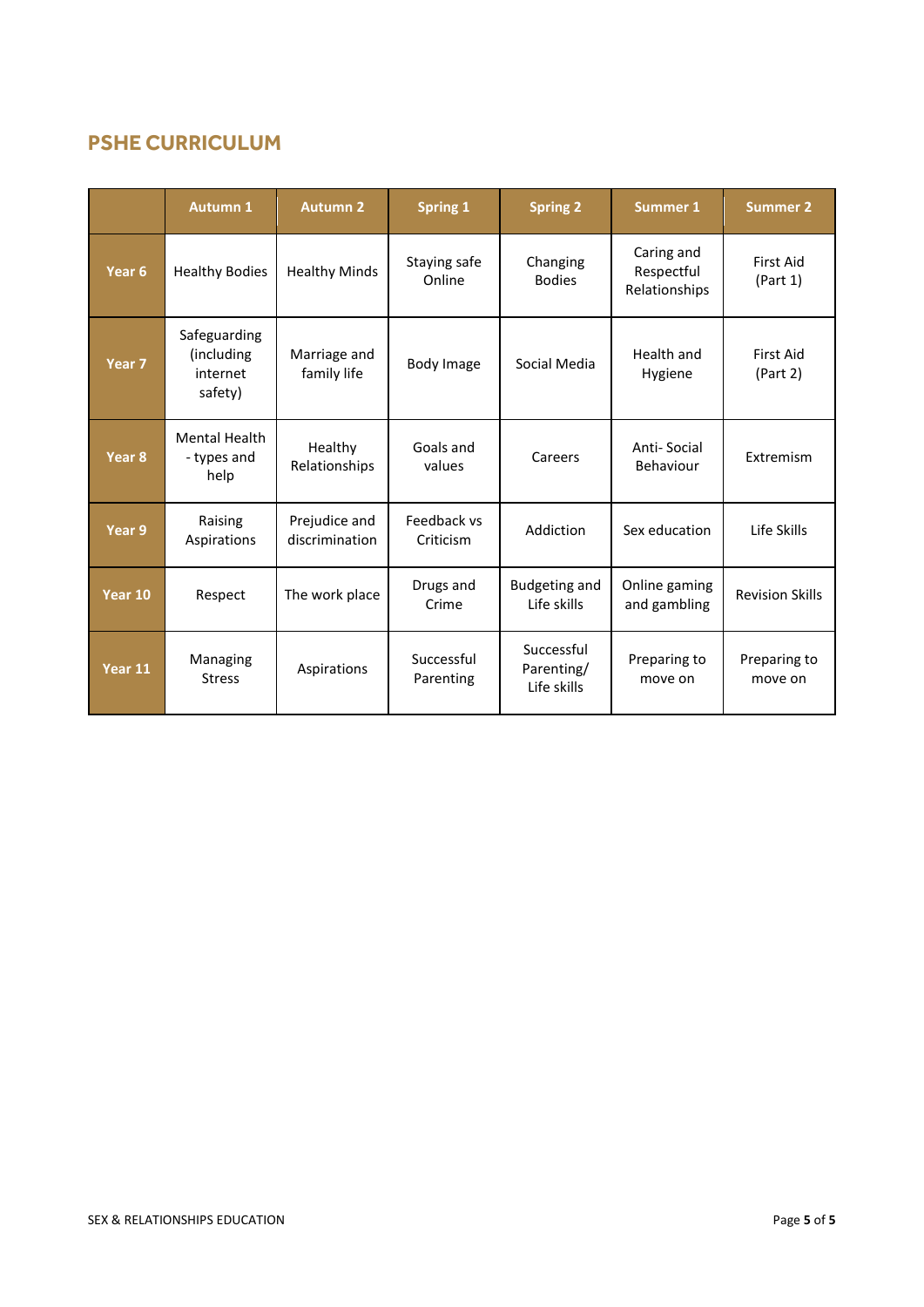## PSHE CURRICULUM

| | Autumn 1 | Autumn 2 | Spring 1 | Spring 2 | Summer 1 | Summer 2 |
|---|---|---|---|---|---|---|
| Year 6 | Healthy Bodies | Healthy Minds | Staying safe Online | Changing Bodies | Caring and Respectful Relationships | First Aid (Part 1) |
| Year 7 | Safeguarding (including internet safety) | Marriage and family life | Body Image | Social Media | Health and Hygiene | First Aid (Part 2) |
| Year 8 | Mental Health - types and help | Healthy Relationships | Goals and values | Careers | Anti- Social Behaviour | Extremism |
| Year 9 | Raising Aspirations | Prejudice and discrimination | Feedback vs Criticism | Addiction | Sex education | Life Skills |
| Year 10 | Respect | The work place | Drugs and Crime | Budgeting and Life skills | Online gaming and gambling | Revision Skills |
| Year 11 | Managing Stress | Aspirations | Successful Parenting | Successful Parenting/ Life skills | Preparing to move on | Preparing to move on |